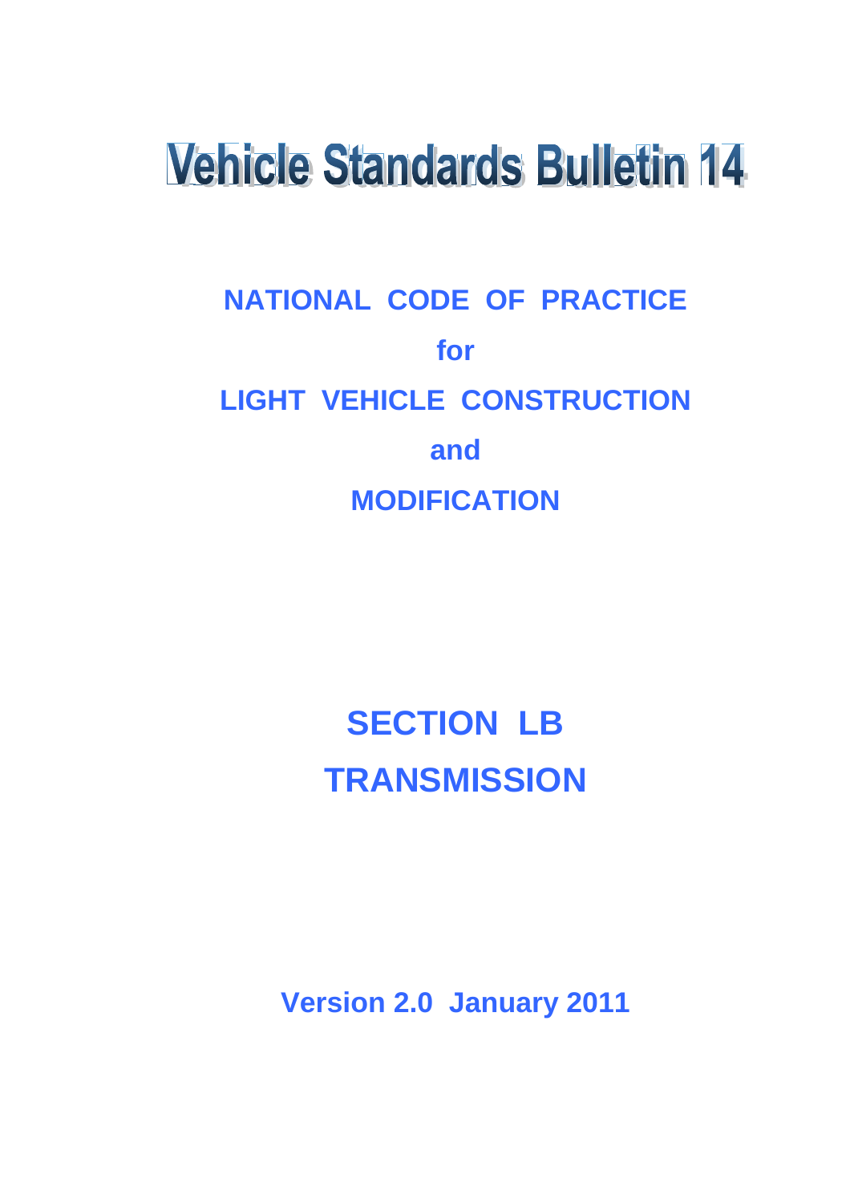# Vehicle Standards Bulletin 14

## NATIONAL CODE OF PRACTICE for LIGHT VEHICLE CONSTRUCTION and MODIFICATION

# SECTION LB TRANSMISSION

**Version 2.0 January 2011**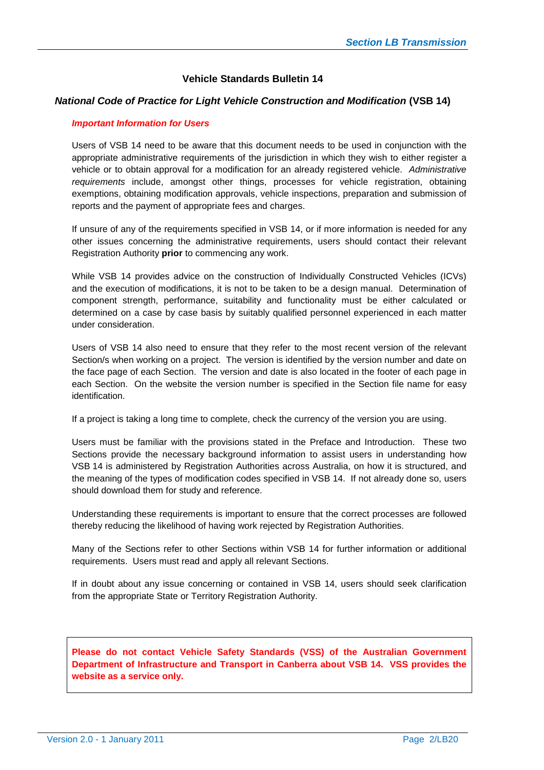## Vehicle Standards Bulletin 14

### *National Code of Practice for Light Vehicle Construction and Modification* (VSB 14)

***Important Information for Users***

Users of VSB 14 need to be aware that this document needs to be used in conjunction with the appropriate administrative requirements of the jurisdiction in which they wish to either register a vehicle or to obtain approval for a modification for an already registered vehicle. *Administrative requirements* include, amongst other things, processes for vehicle registration, obtaining exemptions, obtaining modification approvals, vehicle inspections, preparation and submission of reports and the payment of appropriate fees and charges.

If unsure of any of the requirements specified in VSB 14, or if more information is needed for any other issues concerning the administrative requirements, users should contact their relevant Registration Authority **prior** to commencing any work.

While VSB 14 provides advice on the construction of Individually Constructed Vehicles (ICVs) and the execution of modifications, it is not to be taken to be a design manual. Determination of component strength, performance, suitability and functionality must be either calculated or determined on a case by case basis by suitably qualified personnel experienced in each matter under consideration.

Users of VSB 14 also need to ensure that they refer to the most recent version of the relevant Section/s when working on a project. The version is identified by the version number and date on the face page of each Section. The version and date is also located in the footer of each page in each Section. On the website the version number is specified in the Section file name for easy identification.

If a project is taking a long time to complete, check the currency of the version you are using.

Users must be familiar with the provisions stated in the Preface and Introduction. These two Sections provide the necessary background information to assist users in understanding how VSB 14 is administered by Registration Authorities across Australia, on how it is structured, and the meaning of the types of modification codes specified in VSB 14. If not already done so, users should download them for study and reference.

Understanding these requirements is important to ensure that the correct processes are followed thereby reducing the likelihood of having work rejected by Registration Authorities.

Many of the Sections refer to other Sections within VSB 14 for further information or additional requirements. Users must read and apply all relevant Sections.

If in doubt about any issue concerning or contained in VSB 14, users should seek clarification from the appropriate State or Territory Registration Authority.

**Please do not contact Vehicle Safety Standards (VSS) of the Australian Government Department of Infrastructure and Transport in Canberra about VSB 14. VSS provides the website as a service only.**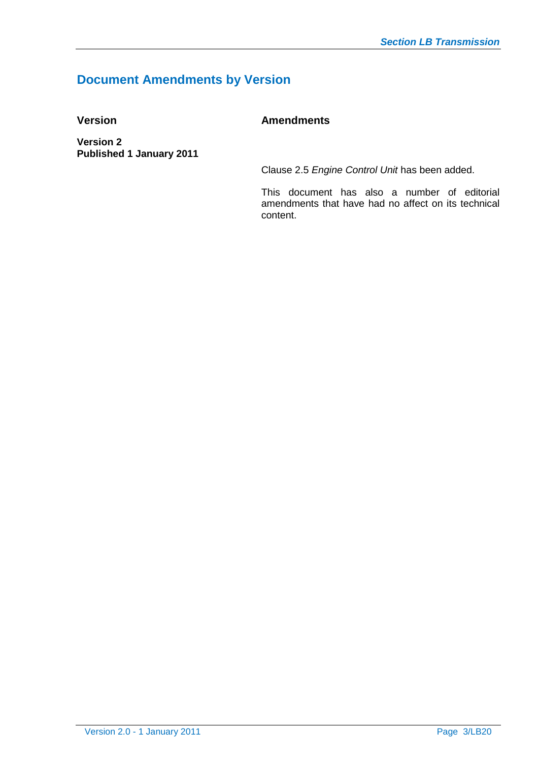## Document Amendments by Version

| Version | Amendments |
| --- | --- |
| **Version 2**<br>**Published 1 January 2011** | Clause 2.5 *Engine Control Unit* has been added.<br><br>This document has also a number of editorial amendments that have had no affect on its technical content. |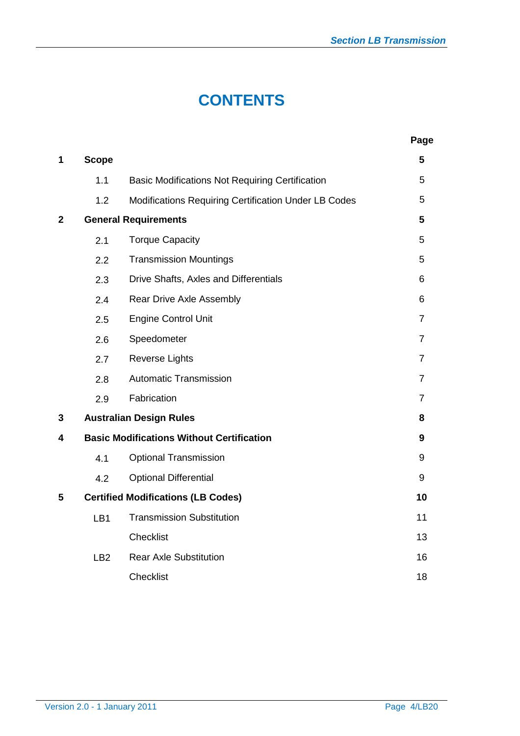# CONTENTS

| | | | Page |
|---|---|---|---|
| **1** | **Scope** | | **5** |
| | 1.1 | Basic Modifications Not Requiring Certification | 5 |
| | 1.2 | Modifications Requiring Certification Under LB Codes | 5 |
| **2** | **General Requirements** | | **5** |
| | 2.1 | Torque Capacity | 5 |
| | 2.2 | Transmission Mountings | 5 |
| | 2.3 | Drive Shafts, Axles and Differentials | 6 |
| | 2.4 | Rear Drive Axle Assembly | 6 |
| | 2.5 | Engine Control Unit | 7 |
| | 2.6 | Speedometer | 7 |
| | 2.7 | Reverse Lights | 7 |
| | 2.8 | Automatic Transmission | 7 |
| | 2.9 | Fabrication | 7 |
| **3** | **Australian Design Rules** | | **8** |
| **4** | **Basic Modifications Without Certification** | | **9** |
| | 4.1 | Optional Transmission | 9 |
| | 4.2 | Optional Differential | 9 |
| **5** | **Certified Modifications (LB Codes)** | | **10** |
| | LB1 | Transmission Substitution | 11 |
| | | Checklist | 13 |
| | LB2 | Rear Axle Substitution | 16 |
| | | Checklist | 18 |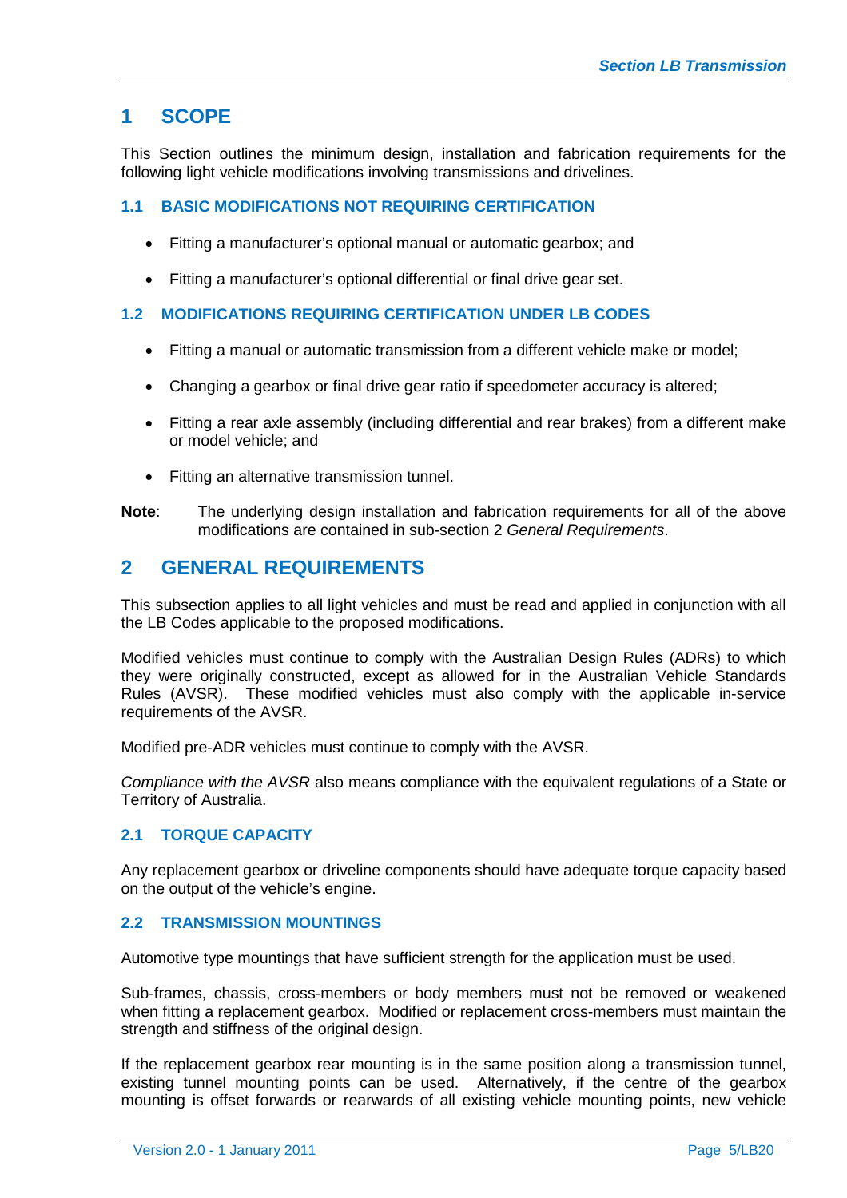# 1 SCOPE

This Section outlines the minimum design, installation and fabrication requirements for the following light vehicle modifications involving transmissions and drivelines.

## 1.1 BASIC MODIFICATIONS NOT REQUIRING CERTIFICATION

- Fitting a manufacturer's optional manual or automatic gearbox; and
- Fitting a manufacturer's optional differential or final drive gear set.

## 1.2 MODIFICATIONS REQUIRING CERTIFICATION UNDER LB CODES

- Fitting a manual or automatic transmission from a different vehicle make or model;
- Changing a gearbox or final drive gear ratio if speedometer accuracy is altered;
- Fitting a rear axle assembly (including differential and rear brakes) from a different make or model vehicle; and
- Fitting an alternative transmission tunnel.

**Note**: The underlying design installation and fabrication requirements for all of the above modifications are contained in sub-section 2 *General Requirements*.

# 2 GENERAL REQUIREMENTS

This subsection applies to all light vehicles and must be read and applied in conjunction with all the LB Codes applicable to the proposed modifications.

Modified vehicles must continue to comply with the Australian Design Rules (ADRs) to which they were originally constructed, except as allowed for in the Australian Vehicle Standards Rules (AVSR). These modified vehicles must also comply with the applicable in-service requirements of the AVSR.

Modified pre-ADR vehicles must continue to comply with the AVSR.

*Compliance with the AVSR* also means compliance with the equivalent regulations of a State or Territory of Australia.

## 2.1 TORQUE CAPACITY

Any replacement gearbox or driveline components should have adequate torque capacity based on the output of the vehicle's engine.

## 2.2 TRANSMISSION MOUNTINGS

Automotive type mountings that have sufficient strength for the application must be used.

Sub-frames, chassis, cross-members or body members must not be removed or weakened when fitting a replacement gearbox. Modified or replacement cross-members must maintain the strength and stiffness of the original design.

If the replacement gearbox rear mounting is in the same position along a transmission tunnel, existing tunnel mounting points can be used. Alternatively, if the centre of the gearbox mounting is offset forwards or rearwards of all existing vehicle mounting points, new vehicle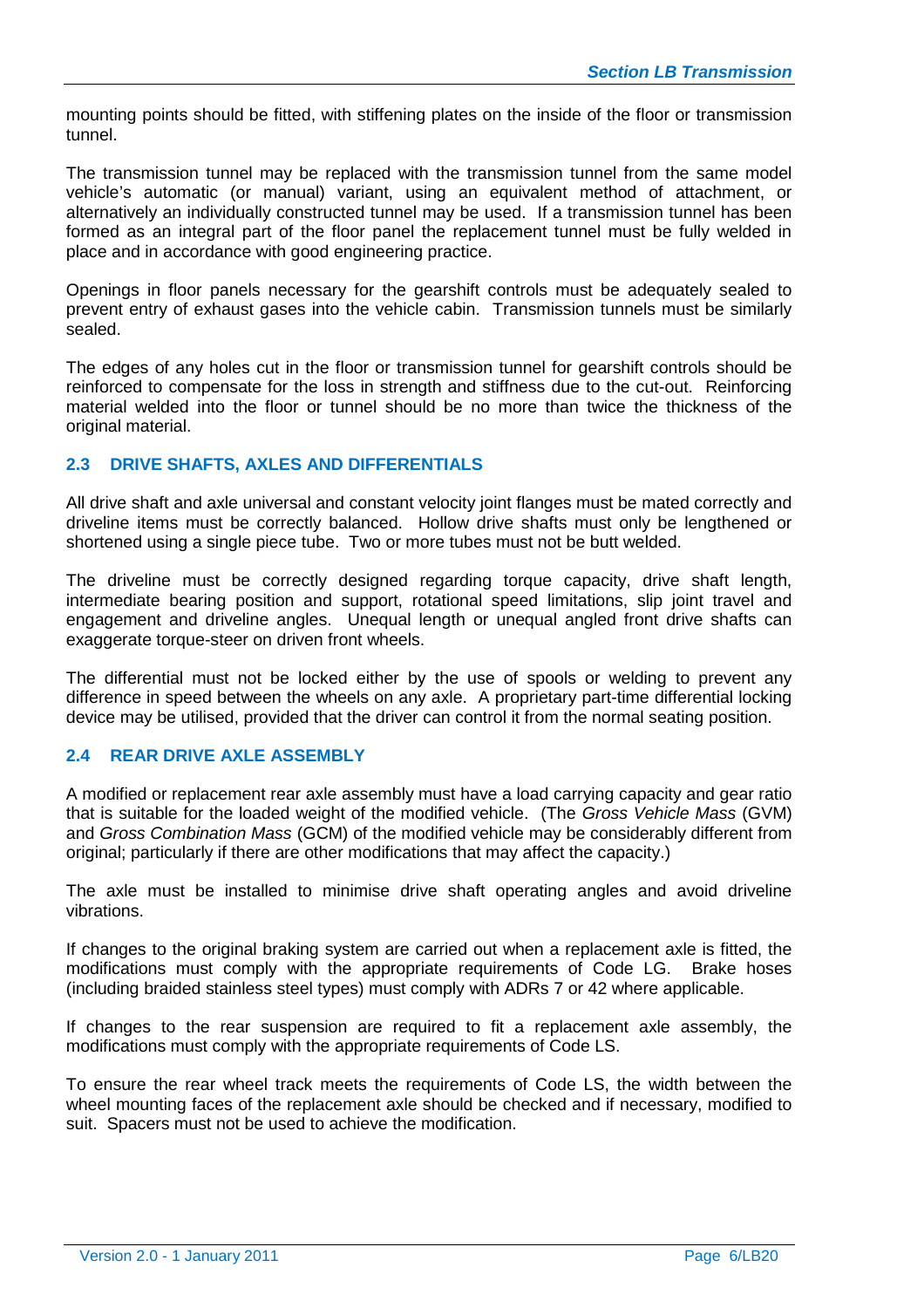mounting points should be fitted, with stiffening plates on the inside of the floor or transmission tunnel.

The transmission tunnel may be replaced with the transmission tunnel from the same model vehicle's automatic (or manual) variant, using an equivalent method of attachment, or alternatively an individually constructed tunnel may be used. If a transmission tunnel has been formed as an integral part of the floor panel the replacement tunnel must be fully welded in place and in accordance with good engineering practice.

Openings in floor panels necessary for the gearshift controls must be adequately sealed to prevent entry of exhaust gases into the vehicle cabin. Transmission tunnels must be similarly sealed.

The edges of any holes cut in the floor or transmission tunnel for gearshift controls should be reinforced to compensate for the loss in strength and stiffness due to the cut-out. Reinforcing material welded into the floor or tunnel should be no more than twice the thickness of the original material.

## 2.3 DRIVE SHAFTS, AXLES AND DIFFERENTIALS

All drive shaft and axle universal and constant velocity joint flanges must be mated correctly and driveline items must be correctly balanced. Hollow drive shafts must only be lengthened or shortened using a single piece tube. Two or more tubes must not be butt welded.

The driveline must be correctly designed regarding torque capacity, drive shaft length, intermediate bearing position and support, rotational speed limitations, slip joint travel and engagement and driveline angles. Unequal length or unequal angled front drive shafts can exaggerate torque-steer on driven front wheels.

The differential must not be locked either by the use of spools or welding to prevent any difference in speed between the wheels on any axle. A proprietary part-time differential locking device may be utilised, provided that the driver can control it from the normal seating position.

## 2.4 REAR DRIVE AXLE ASSEMBLY

A modified or replacement rear axle assembly must have a load carrying capacity and gear ratio that is suitable for the loaded weight of the modified vehicle. (The *Gross Vehicle Mass* (GVM) and *Gross Combination Mass* (GCM) of the modified vehicle may be considerably different from original; particularly if there are other modifications that may affect the capacity.)

The axle must be installed to minimise drive shaft operating angles and avoid driveline vibrations.

If changes to the original braking system are carried out when a replacement axle is fitted, the modifications must comply with the appropriate requirements of Code LG. Brake hoses (including braided stainless steel types) must comply with ADRs 7 or 42 where applicable.

If changes to the rear suspension are required to fit a replacement axle assembly, the modifications must comply with the appropriate requirements of Code LS.

To ensure the rear wheel track meets the requirements of Code LS, the width between the wheel mounting faces of the replacement axle should be checked and if necessary, modified to suit. Spacers must not be used to achieve the modification.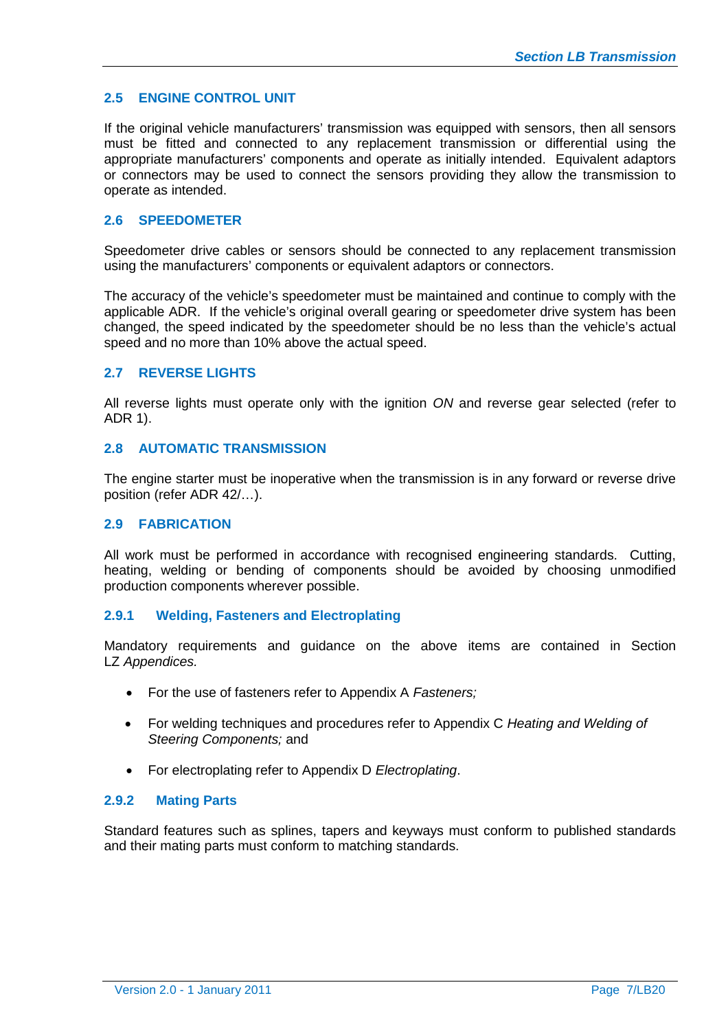## 2.5 ENGINE CONTROL UNIT

If the original vehicle manufacturers' transmission was equipped with sensors, then all sensors must be fitted and connected to any replacement transmission or differential using the appropriate manufacturers' components and operate as initially intended. Equivalent adaptors or connectors may be used to connect the sensors providing they allow the transmission to operate as intended.

## 2.6 SPEEDOMETER

Speedometer drive cables or sensors should be connected to any replacement transmission using the manufacturers' components or equivalent adaptors or connectors.

The accuracy of the vehicle's speedometer must be maintained and continue to comply with the applicable ADR. If the vehicle's original overall gearing or speedometer drive system has been changed, the speed indicated by the speedometer should be no less than the vehicle's actual speed and no more than 10% above the actual speed.

## 2.7 REVERSE LIGHTS

All reverse lights must operate only with the ignition *ON* and reverse gear selected (refer to ADR 1).

## 2.8 AUTOMATIC TRANSMISSION

The engine starter must be inoperative when the transmission is in any forward or reverse drive position (refer ADR 42/…).

## 2.9 FABRICATION

All work must be performed in accordance with recognised engineering standards. Cutting, heating, welding or bending of components should be avoided by choosing unmodified production components wherever possible.

### 2.9.1 Welding, Fasteners and Electroplating

Mandatory requirements and guidance on the above items are contained in Section LZ *Appendices.*

- For the use of fasteners refer to Appendix A *Fasteners;*
- For welding techniques and procedures refer to Appendix C *Heating and Welding of Steering Components;* and
- For electroplating refer to Appendix D *Electroplating*.

### 2.9.2 Mating Parts

Standard features such as splines, tapers and keyways must conform to published standards and their mating parts must conform to matching standards.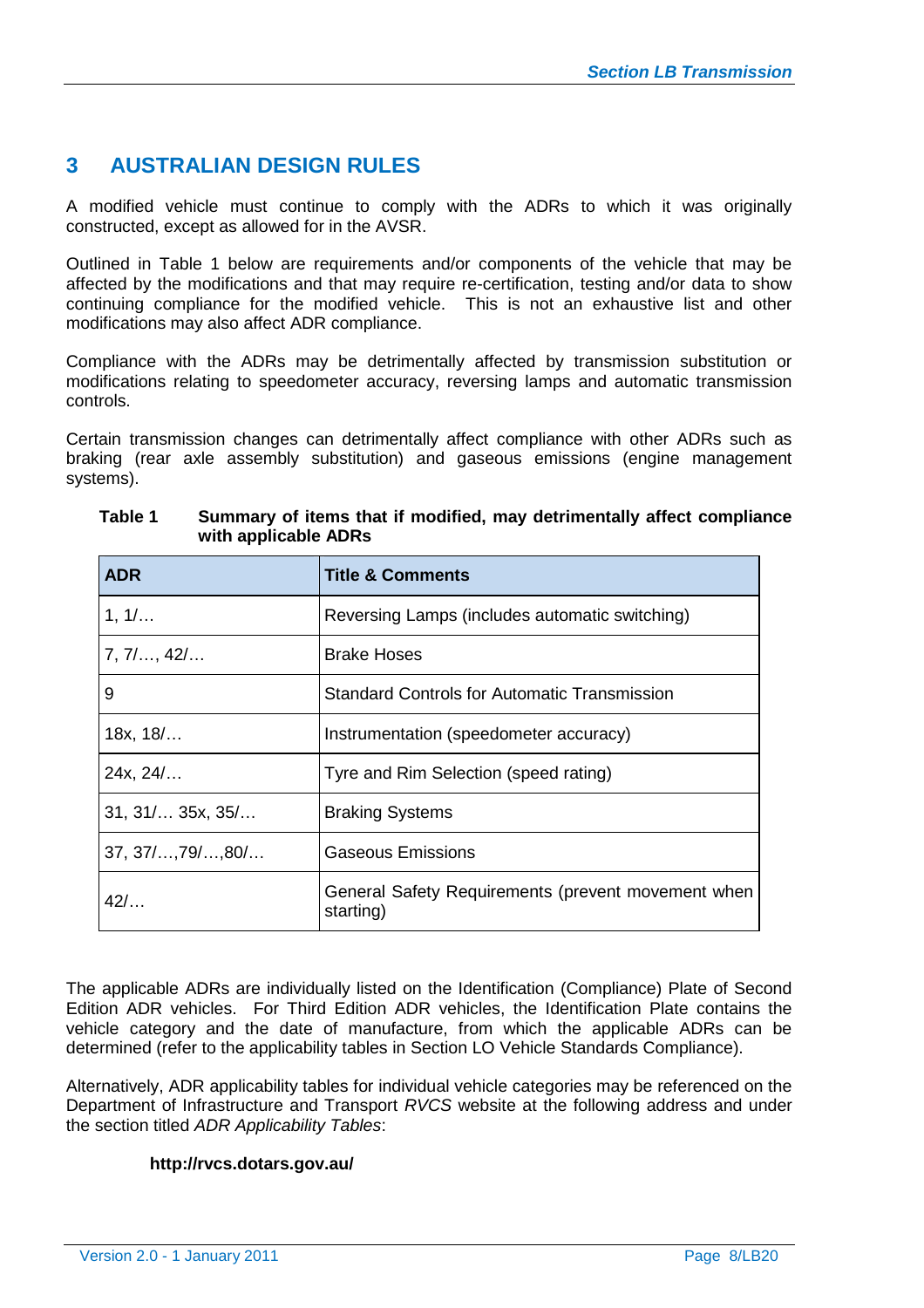# 3 AUSTRALIAN DESIGN RULES

A modified vehicle must continue to comply with the ADRs to which it was originally constructed, except as allowed for in the AVSR.

Outlined in Table 1 below are requirements and/or components of the vehicle that may be affected by the modifications and that may require re-certification, testing and/or data to show continuing compliance for the modified vehicle. This is not an exhaustive list and other modifications may also affect ADR compliance.

Compliance with the ADRs may be detrimentally affected by transmission substitution or modifications relating to speedometer accuracy, reversing lamps and automatic transmission controls.

Certain transmission changes can detrimentally affect compliance with other ADRs such as braking (rear axle assembly substitution) and gaseous emissions (engine management systems).

**Table 1 Summary of items that if modified, may detrimentally affect compliance with applicable ADRs**

| ADR | Title & Comments |
|---|---|
| 1, 1/… | Reversing Lamps (includes automatic switching) |
| 7, 7/…, 42/… | Brake Hoses |
| 9 | Standard Controls for Automatic Transmission |
| 18x, 18/… | Instrumentation (speedometer accuracy) |
| 24x, 24/… | Tyre and Rim Selection (speed rating) |
| 31, 31/… 35x, 35/… | Braking Systems |
| 37, 37/…,79/…,80/… | Gaseous Emissions |
| 42/… | General Safety Requirements (prevent movement when starting) |

The applicable ADRs are individually listed on the Identification (Compliance) Plate of Second Edition ADR vehicles. For Third Edition ADR vehicles, the Identification Plate contains the vehicle category and the date of manufacture, from which the applicable ADRs can be determined (refer to the applicability tables in Section LO Vehicle Standards Compliance).

Alternatively, ADR applicability tables for individual vehicle categories may be referenced on the Department of Infrastructure and Transport *RVCS* website at the following address and under the section titled *ADR Applicability Tables*:

**http://rvcs.dotars.gov.au/**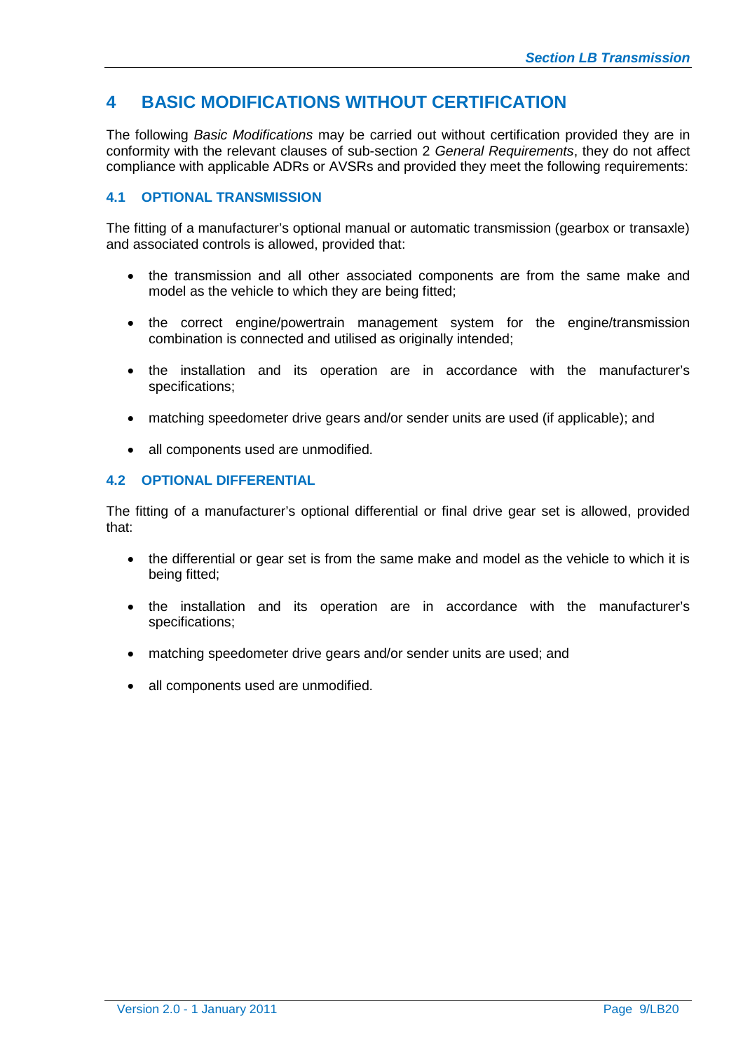# 4 BASIC MODIFICATIONS WITHOUT CERTIFICATION

The following *Basic Modifications* may be carried out without certification provided they are in conformity with the relevant clauses of sub-section 2 *General Requirements*, they do not affect compliance with applicable ADRs or AVSRs and provided they meet the following requirements:

## 4.1 OPTIONAL TRANSMISSION

The fitting of a manufacturer's optional manual or automatic transmission (gearbox or transaxle) and associated controls is allowed, provided that:

- the transmission and all other associated components are from the same make and model as the vehicle to which they are being fitted;
- the correct engine/powertrain management system for the engine/transmission combination is connected and utilised as originally intended;
- the installation and its operation are in accordance with the manufacturer's specifications;
- matching speedometer drive gears and/or sender units are used (if applicable); and
- all components used are unmodified.

## 4.2 OPTIONAL DIFFERENTIAL

The fitting of a manufacturer's optional differential or final drive gear set is allowed, provided that:

- the differential or gear set is from the same make and model as the vehicle to which it is being fitted;
- the installation and its operation are in accordance with the manufacturer's specifications;
- matching speedometer drive gears and/or sender units are used; and
- all components used are unmodified.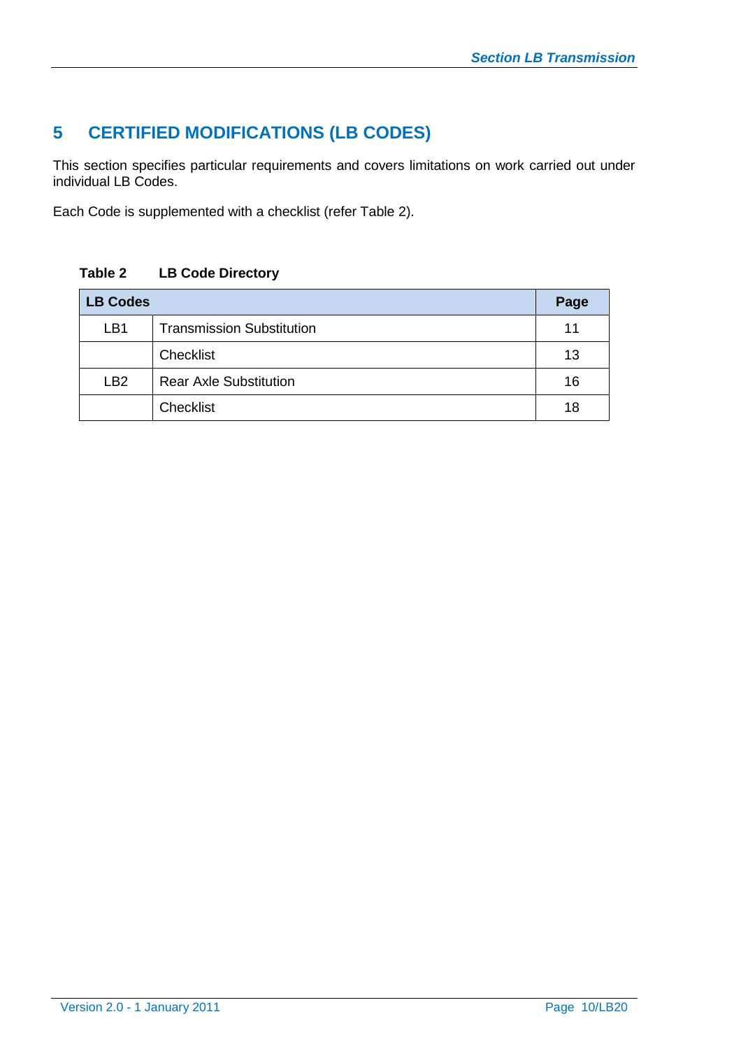# 5 CERTIFIED MODIFICATIONS (LB CODES)

This section specifies particular requirements and covers limitations on work carried out under individual LB Codes.

Each Code is supplemented with a checklist (refer Table 2).

**Table 2 LB Code Directory**

| LB Codes | | Page |
|---|---|---|
| LB1 | Transmission Substitution | 11 |
| | Checklist | 13 |
| LB2 | Rear Axle Substitution | 16 |
| | Checklist | 18 |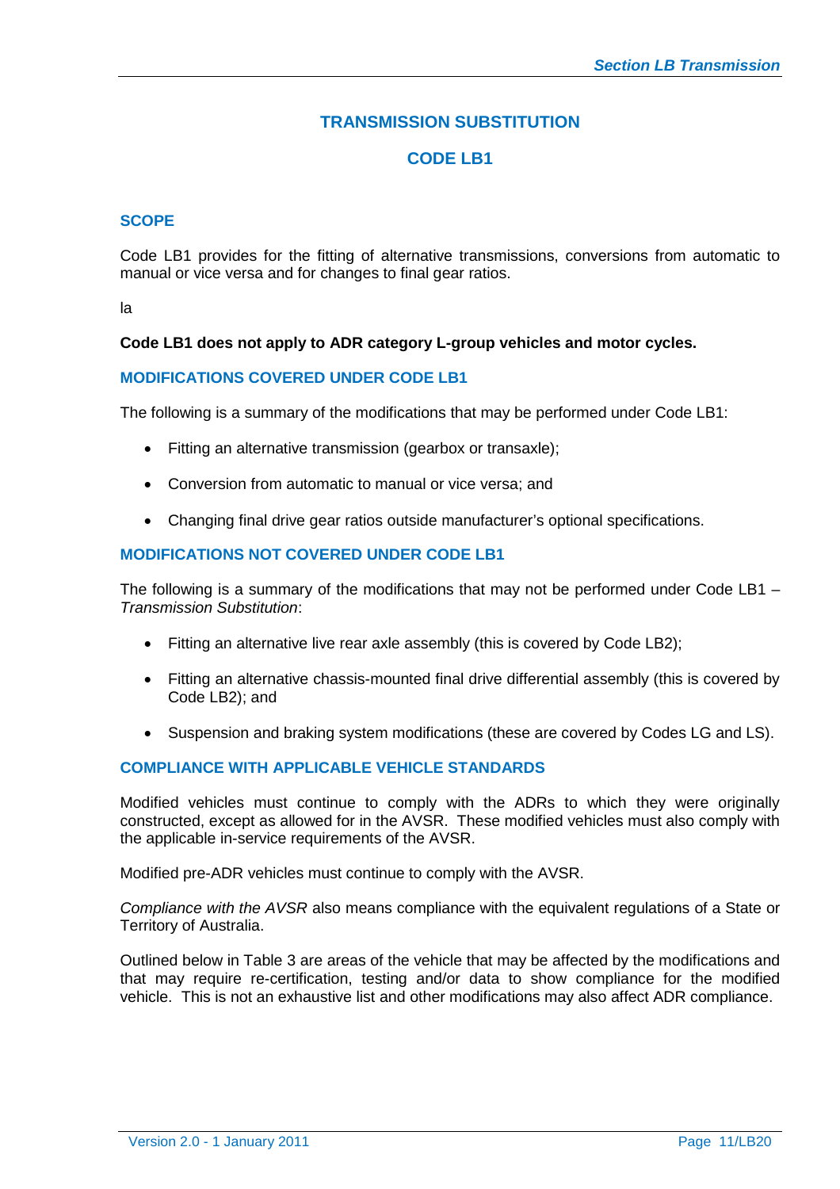# TRANSMISSION SUBSTITUTION

# CODE LB1

## SCOPE

Code LB1 provides for the fitting of alternative transmissions, conversions from automatic to manual or vice versa and for changes to final gear ratios.

la

**Code LB1 does not apply to ADR category L-group vehicles and motor cycles.**

## MODIFICATIONS COVERED UNDER CODE LB1

The following is a summary of the modifications that may be performed under Code LB1:

- Fitting an alternative transmission (gearbox or transaxle);
- Conversion from automatic to manual or vice versa; and
- Changing final drive gear ratios outside manufacturer's optional specifications.

## MODIFICATIONS NOT COVERED UNDER CODE LB1

The following is a summary of the modifications that may not be performed under Code LB1 – *Transmission Substitution*:

- Fitting an alternative live rear axle assembly (this is covered by Code LB2);
- Fitting an alternative chassis-mounted final drive differential assembly (this is covered by Code LB2); and
- Suspension and braking system modifications (these are covered by Codes LG and LS).

## COMPLIANCE WITH APPLICABLE VEHICLE STANDARDS

Modified vehicles must continue to comply with the ADRs to which they were originally constructed, except as allowed for in the AVSR. These modified vehicles must also comply with the applicable in-service requirements of the AVSR.

Modified pre-ADR vehicles must continue to comply with the AVSR.

*Compliance with the AVSR* also means compliance with the equivalent regulations of a State or Territory of Australia.

Outlined below in Table 3 are areas of the vehicle that may be affected by the modifications and that may require re-certification, testing and/or data to show compliance for the modified vehicle. This is not an exhaustive list and other modifications may also affect ADR compliance.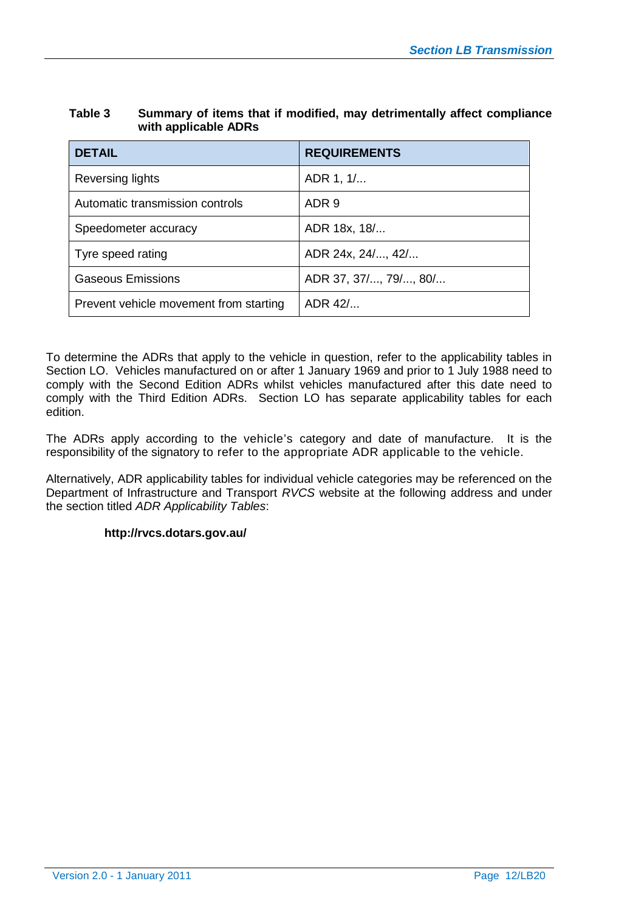**Table 3 Summary of items that if modified, may detrimentally affect compliance with applicable ADRs**

| DETAIL | REQUIREMENTS |
|---|---|
| Reversing lights | ADR 1, 1/... |
| Automatic transmission controls | ADR 9 |
| Speedometer accuracy | ADR 18x, 18/... |
| Tyre speed rating | ADR 24x, 24/..., 42/... |
| Gaseous Emissions | ADR 37, 37/..., 79/..., 80/... |
| Prevent vehicle movement from starting | ADR 42/... |

To determine the ADRs that apply to the vehicle in question, refer to the applicability tables in Section LO. Vehicles manufactured on or after 1 January 1969 and prior to 1 July 1988 need to comply with the Second Edition ADRs whilst vehicles manufactured after this date need to comply with the Third Edition ADRs. Section LO has separate applicability tables for each edition.

The ADRs apply according to the vehicle's category and date of manufacture. It is the responsibility of the signatory to refer to the appropriate ADR applicable to the vehicle.

Alternatively, ADR applicability tables for individual vehicle categories may be referenced on the Department of Infrastructure and Transport *RVCS* website at the following address and under the section titled *ADR Applicability Tables*:

**http://rvcs.dotars.gov.au/**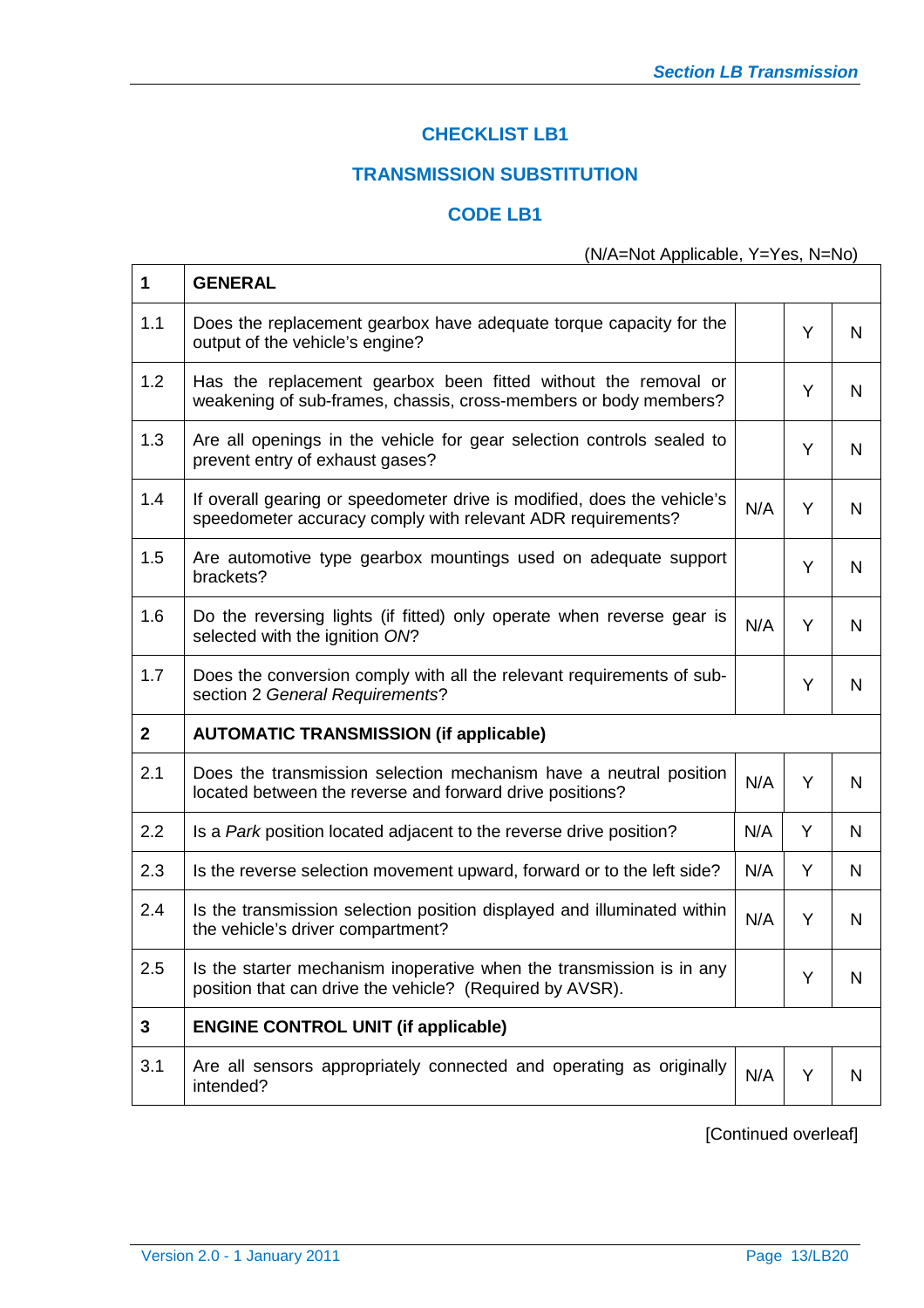## CHECKLIST LB1

## TRANSMISSION SUBSTITUTION

## CODE LB1

(N/A=Not Applicable, Y=Yes, N=No)

| 1 | **GENERAL** | | | |
|---|---|---|---|---|
| 1.1 | Does the replacement gearbox have adequate torque capacity for the output of the vehicle's engine? | | Y | N |
| 1.2 | Has the replacement gearbox been fitted without the removal or weakening of sub-frames, chassis, cross-members or body members? | | Y | N |
| 1.3 | Are all openings in the vehicle for gear selection controls sealed to prevent entry of exhaust gases? | | Y | N |
| 1.4 | If overall gearing or speedometer drive is modified, does the vehicle's speedometer accuracy comply with relevant ADR requirements? | N/A | Y | N |
| 1.5 | Are automotive type gearbox mountings used on adequate support brackets? | | Y | N |
| 1.6 | Do the reversing lights (if fitted) only operate when reverse gear is selected with the ignition *ON*? | N/A | Y | N |
| 1.7 | Does the conversion comply with all the relevant requirements of sub-section 2 *General Requirements*? | | Y | N |
| **2** | **AUTOMATIC TRANSMISSION (if applicable)** | | | |
| 2.1 | Does the transmission selection mechanism have a neutral position located between the reverse and forward drive positions? | N/A | Y | N |
| 2.2 | Is a *Park* position located adjacent to the reverse drive position? | N/A | Y | N |
| 2.3 | Is the reverse selection movement upward, forward or to the left side? | N/A | Y | N |
| 2.4 | Is the transmission selection position displayed and illuminated within the vehicle's driver compartment? | N/A | Y | N |
| 2.5 | Is the starter mechanism inoperative when the transmission is in any position that can drive the vehicle? (Required by AVSR). | | Y | N |
| **3** | **ENGINE CONTROL UNIT (if applicable)** | | | |
| 3.1 | Are all sensors appropriately connected and operating as originally intended? | N/A | Y | N |

[Continued overleaf]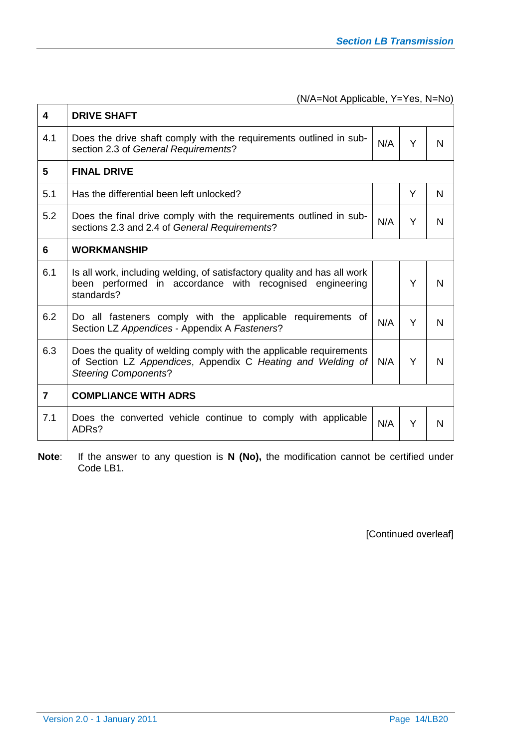(N/A=Not Applicable, Y=Yes, N=No)

| | | | | |
|---|---|---|---|---|
| **4** | **DRIVE SHAFT** | | | |
| 4.1 | Does the drive shaft comply with the requirements outlined in sub-section 2.3 of *General Requirements*? | N/A | Y | N |
| **5** | **FINAL DRIVE** | | | |
| 5.1 | Has the differential been left unlocked? | | Y | N |
| 5.2 | Does the final drive comply with the requirements outlined in sub-sections 2.3 and 2.4 of *General Requirements*? | N/A | Y | N |
| **6** | **WORKMANSHIP** | | | |
| 6.1 | Is all work, including welding, of satisfactory quality and has all work been performed in accordance with recognised engineering standards? | | Y | N |
| 6.2 | Do all fasteners comply with the applicable requirements of Section LZ *Appendices* - Appendix A *Fasteners*? | N/A | Y | N |
| 6.3 | Does the quality of welding comply with the applicable requirements of Section LZ *Appendices*, Appendix C *Heating and Welding of Steering Components*? | N/A | Y | N |
| **7** | **COMPLIANCE WITH ADRS** | | | |
| 7.1 | Does the converted vehicle continue to comply with applicable ADRs? | N/A | Y | N |

**Note**: If the answer to any question is **N (No),** the modification cannot be certified under Code LB1.

[Continued overleaf]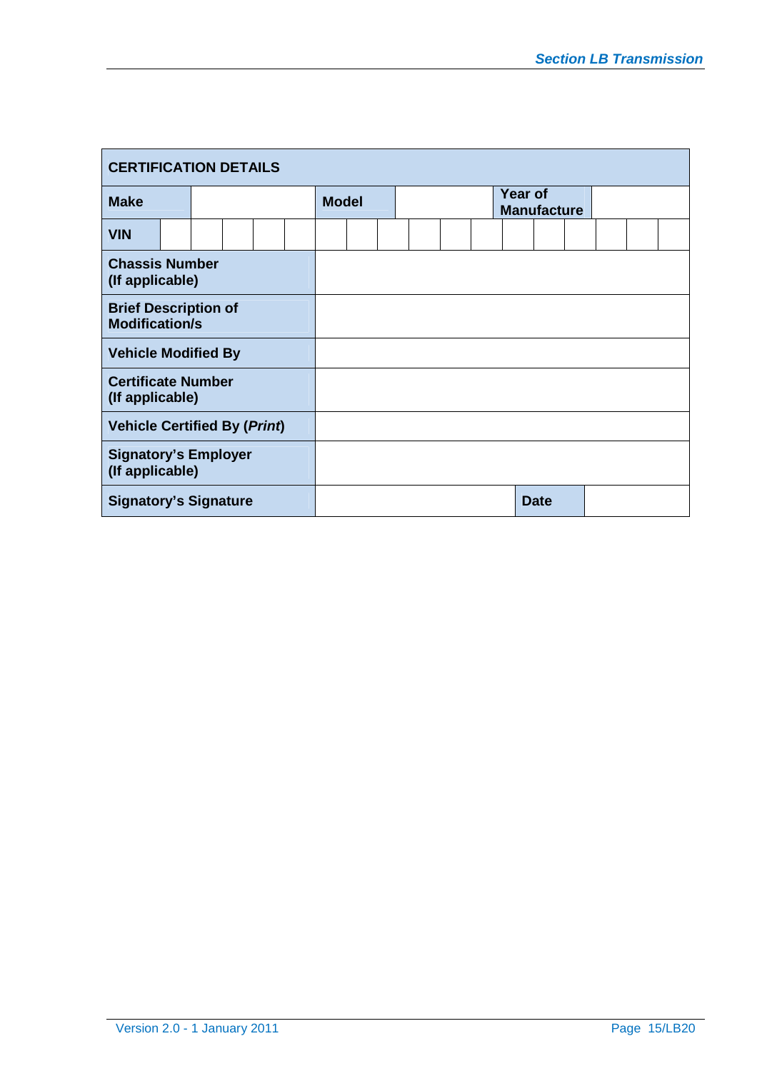| CERTIFICATION DETAILS | | | | | |
|---|---|---|---|---|---|
| **Make** | | **Model** | | **Year of Manufacture** | |
| **VIN** | | | | | |
| **Chassis Number (If applicable)** | | | | | |
| **Brief Description of Modification/s** | | | | | |
| **Vehicle Modified By** | | | | | |
| **Certificate Number (If applicable)** | | | | | |
| **Vehicle Certified By (*Print*)** | | | | | |
| **Signatory's Employer (If applicable)** | | | | | |
| **Signatory's Signature** | | | | **Date** | |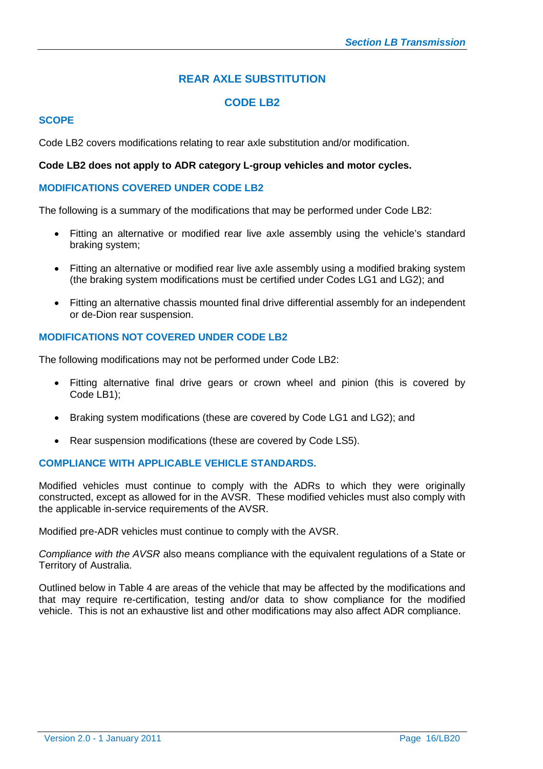# REAR AXLE SUBSTITUTION

# CODE LB2

## SCOPE

Code LB2 covers modifications relating to rear axle substitution and/or modification.

**Code LB2 does not apply to ADR category L-group vehicles and motor cycles.**

## MODIFICATIONS COVERED UNDER CODE LB2

The following is a summary of the modifications that may be performed under Code LB2:

- Fitting an alternative or modified rear live axle assembly using the vehicle's standard braking system;
- Fitting an alternative or modified rear live axle assembly using a modified braking system (the braking system modifications must be certified under Codes LG1 and LG2); and
- Fitting an alternative chassis mounted final drive differential assembly for an independent or de-Dion rear suspension.

## MODIFICATIONS NOT COVERED UNDER CODE LB2

The following modifications may not be performed under Code LB2:

- Fitting alternative final drive gears or crown wheel and pinion (this is covered by Code LB1);
- Braking system modifications (these are covered by Code LG1 and LG2); and
- Rear suspension modifications (these are covered by Code LS5).

## COMPLIANCE WITH APPLICABLE VEHICLE STANDARDS.

Modified vehicles must continue to comply with the ADRs to which they were originally constructed, except as allowed for in the AVSR. These modified vehicles must also comply with the applicable in-service requirements of the AVSR.

Modified pre-ADR vehicles must continue to comply with the AVSR.

*Compliance with the AVSR* also means compliance with the equivalent regulations of a State or Territory of Australia.

Outlined below in Table 4 are areas of the vehicle that may be affected by the modifications and that may require re-certification, testing and/or data to show compliance for the modified vehicle. This is not an exhaustive list and other modifications may also affect ADR compliance.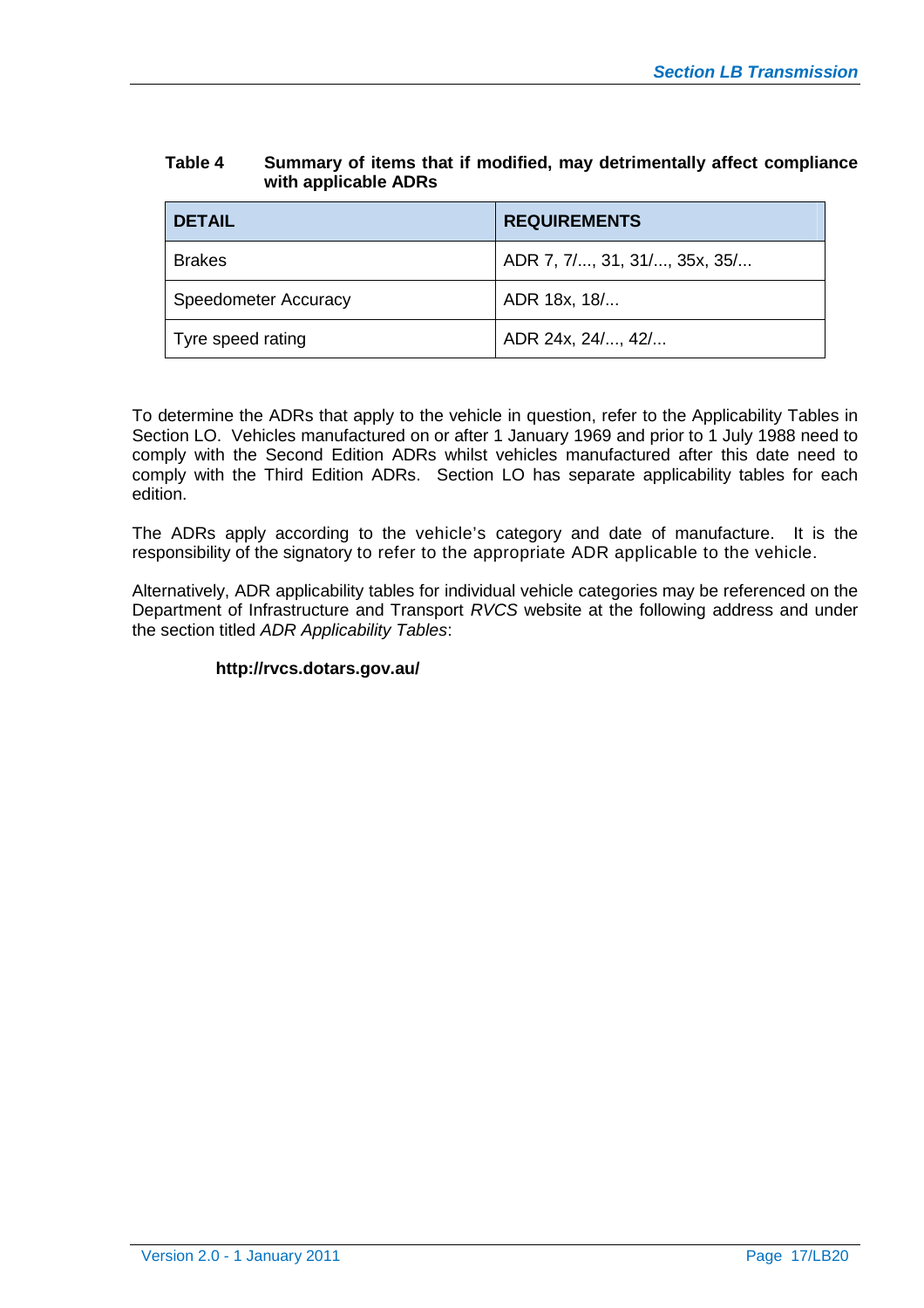**Table 4 Summary of items that if modified, may detrimentally affect compliance with applicable ADRs**

| DETAIL | REQUIREMENTS |
| --- | --- |
| Brakes | ADR 7, 7/..., 31, 31/..., 35x, 35/... |
| Speedometer Accuracy | ADR 18x, 18/... |
| Tyre speed rating | ADR 24x, 24/..., 42/... |

To determine the ADRs that apply to the vehicle in question, refer to the Applicability Tables in Section LO. Vehicles manufactured on or after 1 January 1969 and prior to 1 July 1988 need to comply with the Second Edition ADRs whilst vehicles manufactured after this date need to comply with the Third Edition ADRs. Section LO has separate applicability tables for each edition.

The ADRs apply according to the vehicle's category and date of manufacture. It is the responsibility of the signatory to refer to the appropriate ADR applicable to the vehicle.

Alternatively, ADR applicability tables for individual vehicle categories may be referenced on the Department of Infrastructure and Transport *RVCS* website at the following address and under the section titled *ADR Applicability Tables*:

**http://rvcs.dotars.gov.au/**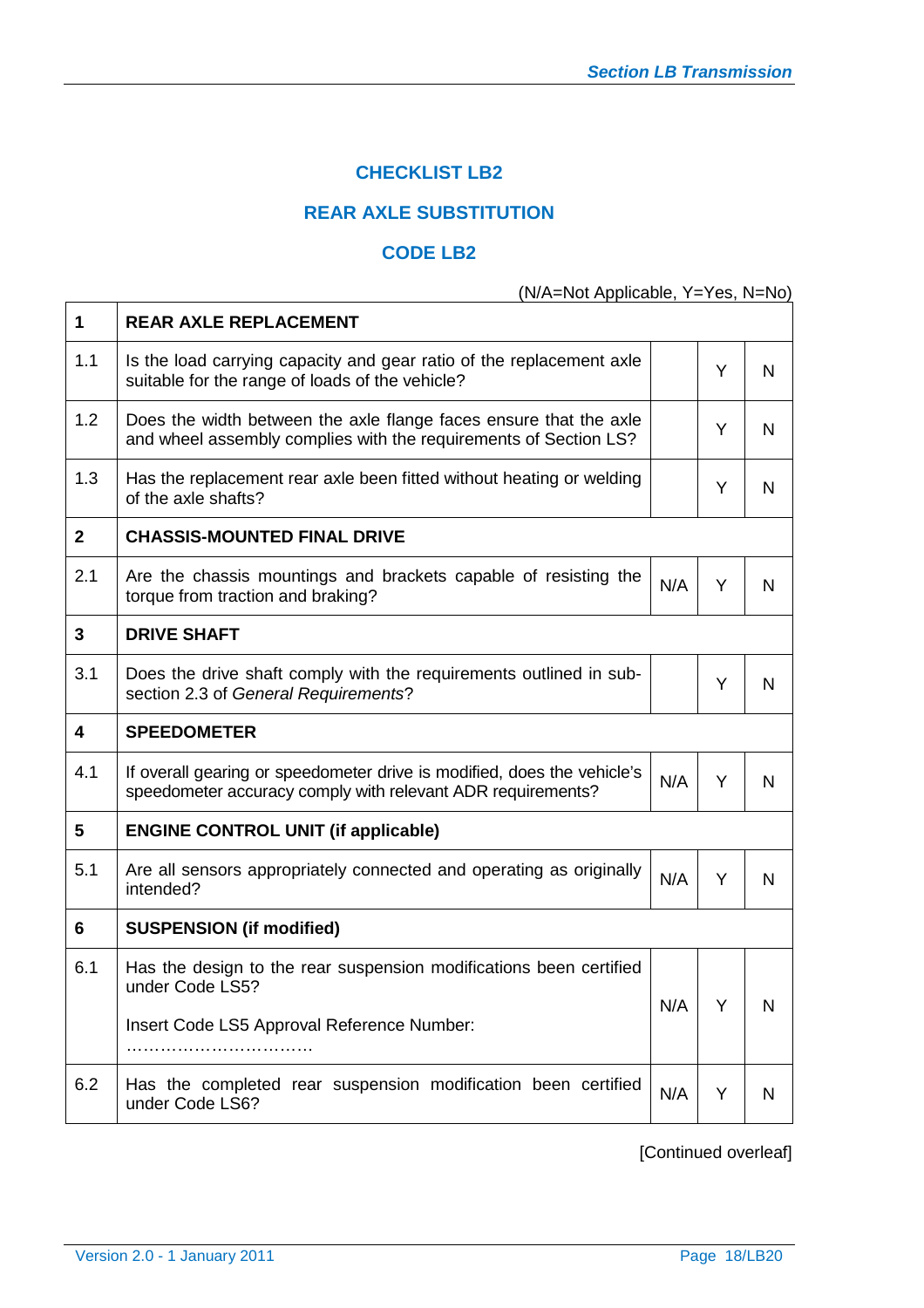# CHECKLIST LB2

## REAR AXLE SUBSTITUTION

## CODE LB2

(N/A=Not Applicable, Y=Yes, N=No)

| | | | | |
|---|---|---|---|---|
| **1** | **REAR AXLE REPLACEMENT** | | | |
| 1.1 | Is the load carrying capacity and gear ratio of the replacement axle suitable for the range of loads of the vehicle? | | Y | N |
| 1.2 | Does the width between the axle flange faces ensure that the axle and wheel assembly complies with the requirements of Section LS? | | Y | N |
| 1.3 | Has the replacement rear axle been fitted without heating or welding of the axle shafts? | | Y | N |
| **2** | **CHASSIS-MOUNTED FINAL DRIVE** | | | |
| 2.1 | Are the chassis mountings and brackets capable of resisting the torque from traction and braking? | N/A | Y | N |
| **3** | **DRIVE SHAFT** | | | |
| 3.1 | Does the drive shaft comply with the requirements outlined in sub-section 2.3 of *General Requirements*? | | Y | N |
| **4** | **SPEEDOMETER** | | | |
| 4.1 | If overall gearing or speedometer drive is modified, does the vehicle's speedometer accuracy comply with relevant ADR requirements? | N/A | Y | N |
| **5** | **ENGINE CONTROL UNIT (if applicable)** | | | |
| 5.1 | Are all sensors appropriately connected and operating as originally intended? | N/A | Y | N |
| **6** | **SUSPENSION (if modified)** | | | |
| 6.1 | Has the design to the rear suspension modifications been certified under Code LS5?<br><br>Insert Code LS5 Approval Reference Number: …………………………… | N/A | Y | N |
| 6.2 | Has the completed rear suspension modification been certified under Code LS6? | N/A | Y | N |

[Continued overleaf]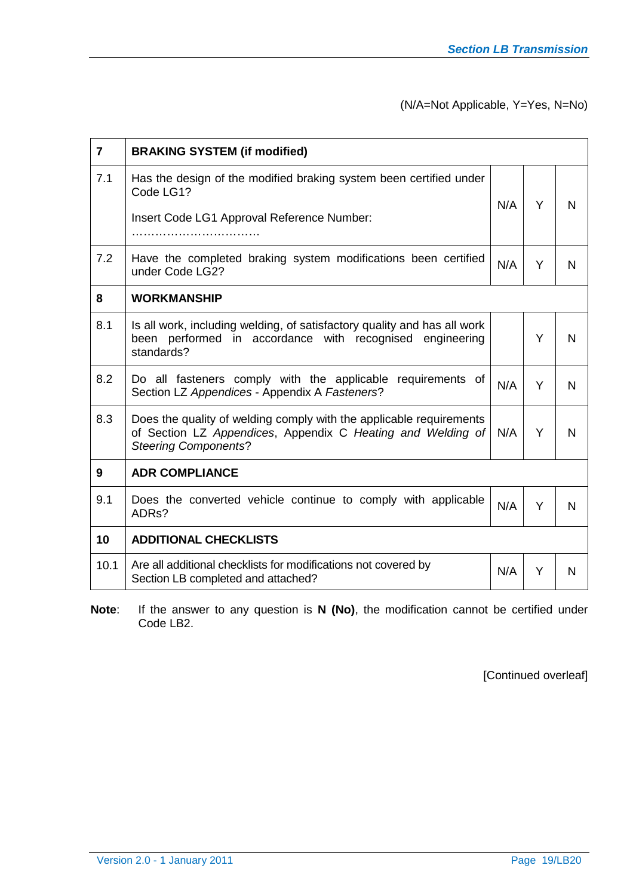(N/A=Not Applicable, Y=Yes, N=No)

| **7** | **BRAKING SYSTEM (if modified)** | | | |
|---|---|---|---|---|
| 7.1 | Has the design of the modified braking system been certified under Code LG1?<br><br>Insert Code LG1 Approval Reference Number: …………………………… | N/A | Y | N |
| 7.2 | Have the completed braking system modifications been certified under Code LG2? | N/A | Y | N |
| **8** | **WORKMANSHIP** | | | |
| 8.1 | Is all work, including welding, of satisfactory quality and has all work been performed in accordance with recognised engineering standards? | | Y | N |
| 8.2 | Do all fasteners comply with the applicable requirements of Section LZ *Appendices* - Appendix A *Fasteners*? | N/A | Y | N |
| 8.3 | Does the quality of welding comply with the applicable requirements of Section LZ *Appendices*, Appendix C *Heating and Welding of Steering Components*? | N/A | Y | N |
| **9** | **ADR COMPLIANCE** | | | |
| 9.1 | Does the converted vehicle continue to comply with applicable ADRs? | N/A | Y | N |
| **10** | **ADDITIONAL CHECKLISTS** | | | |
| 10.1 | Are all additional checklists for modifications not covered by Section LB completed and attached? | N/A | Y | N |

**Note**: If the answer to any question is **N (No)**, the modification cannot be certified under Code LB2.

[Continued overleaf]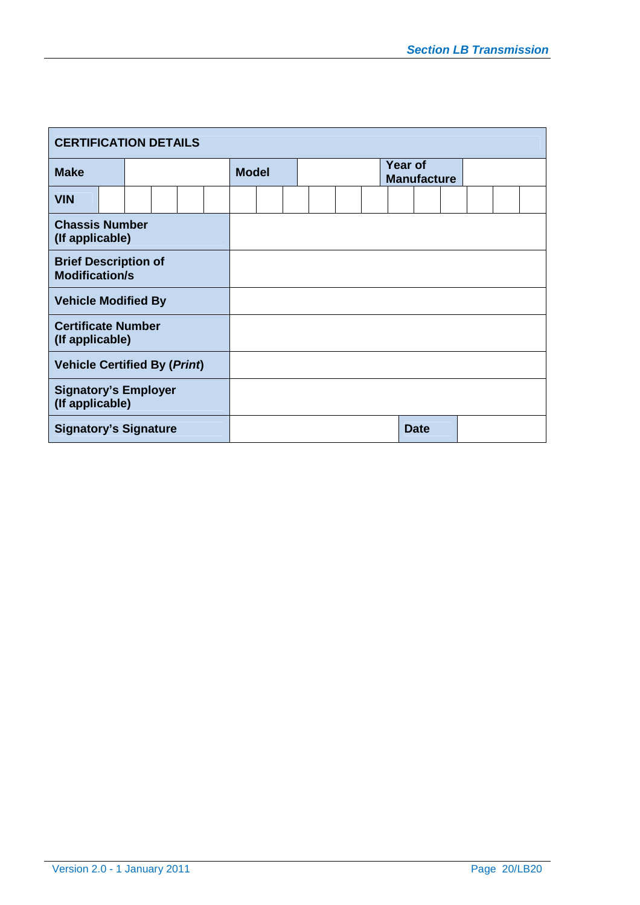| CERTIFICATION DETAILS | | | | | | | | | | | | | | | | | |
|---|---|---|---|---|---|---|---|---|---|---|---|---|---|---|---|---|---|
| **Make** | | | | | **Model** | | | | | **Year of Manufacture** | | | | | | | |
| **VIN** | | | | | | | | | | | | | | | | | |
| **Chassis Number (If applicable)** | | | | | | | | | | | | | | | | | |
| **Brief Description of Modification/s** | | | | | | | | | | | | | | | | | |
| **Vehicle Modified By** | | | | | | | | | | | | | | | | | |
| **Certificate Number (If applicable)** | | | | | | | | | | | | | | | | | |
| **Vehicle Certified By (*Print*)** | | | | | | | | | | | | | | | | | |
| **Signatory's Employer (If applicable)** | | | | | | | | | | | | | | | | | |
| **Signatory's Signature** | | | | | | | | | | **Date** | | | | | | | |